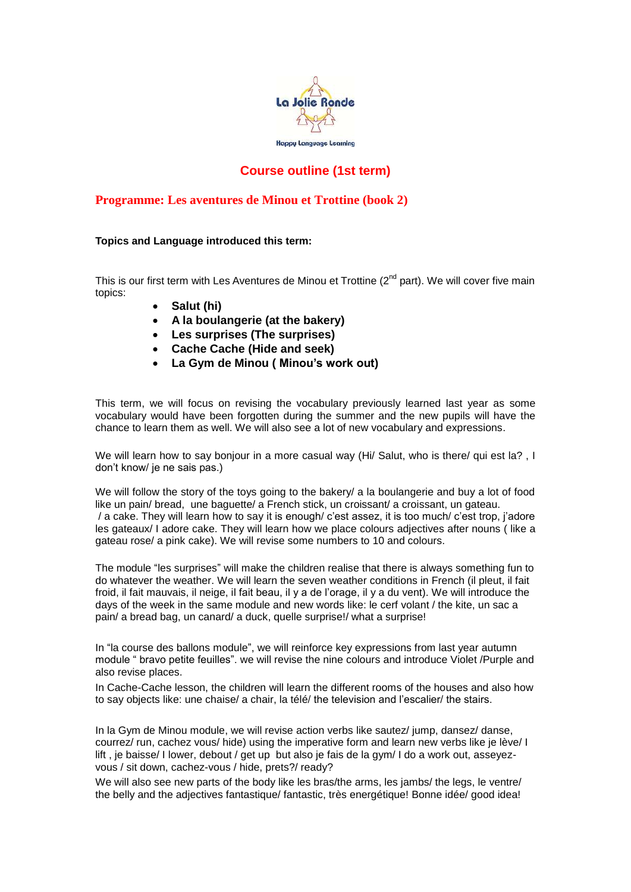La Jolie Ronde

Happy Language Learning

# Course outline (1st term)

## Programme: Les aventures de Minou et Trottine (book 2)

**Topics and Language introduced this term:**

This is our first term with Les Aventures de Minou et Trottine (2nd part). We will cover five main topics:

- **Salut (hi)**
- **A la boulangerie (at the bakery)**
- **Les surprises (The surprises)**
- **Cache Cache (Hide and seek)**
- **La Gym de Minou ( Minou's work out)**

This term, we will focus on revising the vocabulary previously learned last year as some vocabulary would have been forgotten during the summer and the new pupils will have the chance to learn them as well. We will also see a lot of new vocabulary and expressions.

We will learn how to say bonjour in a more casual way (Hi/ Salut, who is there/ qui est la? , I don't know/ je ne sais pas.)

We will follow the story of the toys going to the bakery/ a la boulangerie and buy a lot of food like un pain/ bread, une baguette/ a French stick, un croissant/ a croissant, un gateau. / a cake. They will learn how to say it is enough/ c'est assez, it is too much/ c'est trop, j'adore les gateaux/ I adore cake. They will learn how we place colours adjectives after nouns ( like a gateau rose/ a pink cake). We will revise some numbers to 10 and colours.

The module "les surprises" will make the children realise that there is always something fun to do whatever the weather. We will learn the seven weather conditions in French (il pleut, il fait froid, il fait mauvais, il neige, il fait beau, il y a de l'orage, il y a du vent). We will introduce the days of the week in the same module and new words like: le cerf volant / the kite, un sac a pain/ a bread bag, un canard/ a duck, quelle surprise!/ what a surprise!

In "la course des ballons module", we will reinforce key expressions from last year autumn module " bravo petite feuilles". we will revise the nine colours and introduce Violet /Purple and also revise places.

In Cache-Cache lesson, the children will learn the different rooms of the houses and also how to say objects like: une chaise/ a chair, la télé/ the television and l'escalier/ the stairs.

In la Gym de Minou module, we will revise action verbs like sautez/ jump, dansez/ danse, courrez/ run, cachez vous/ hide) using the imperative form and learn new verbs like je lève/ I lift , je baisse/ I lower, debout / get up but also je fais de la gym/ I do a work out, asseyez-vous / sit down, cachez-vous / hide, prets?/ ready?

We will also see new parts of the body like les bras/the arms, les jambs/ the legs, le ventre/ the belly and the adjectives fantastique/ fantastic, très energétique! Bonne idée/ good idea!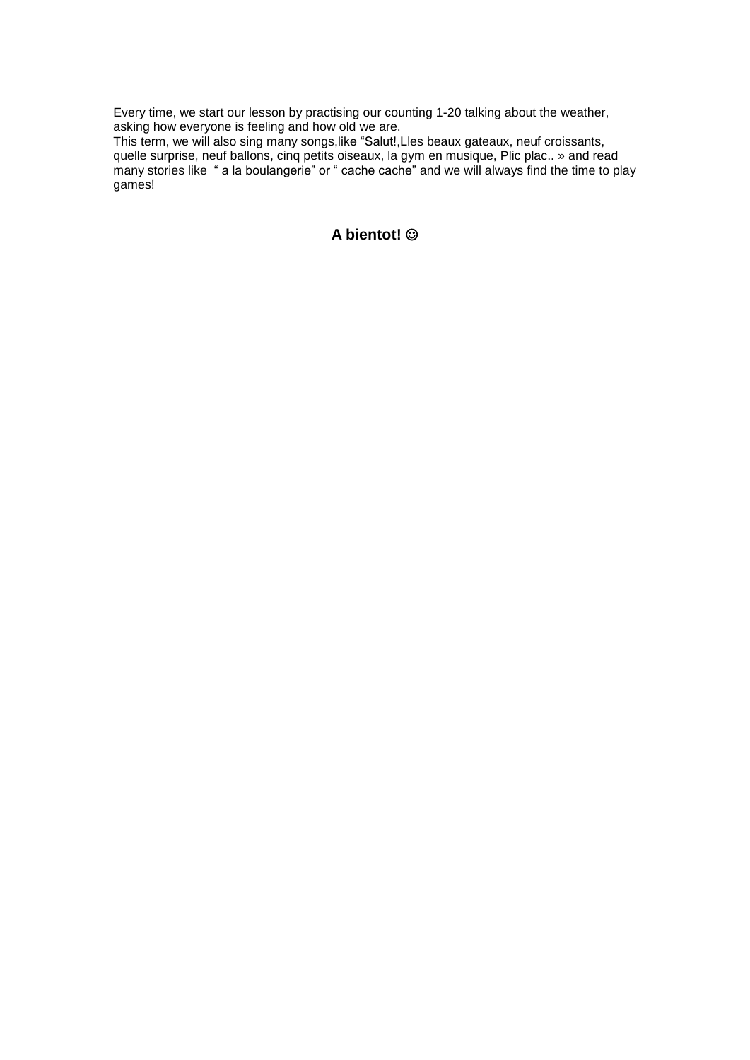Every time, we start our lesson by practising our counting 1-20 talking about the weather, asking how everyone is feeling and how old we are.
This term, we will also sing many songs,like “Salut!,Lles beaux gateaux, neuf croissants, quelle surprise, neuf ballons, cinq petits oiseaux, la gym en musique, Plic plac.. » and read many stories like “ a la boulangerie” or “ cache cache” and we will always find the time to play games!

**A bientot! ☺**